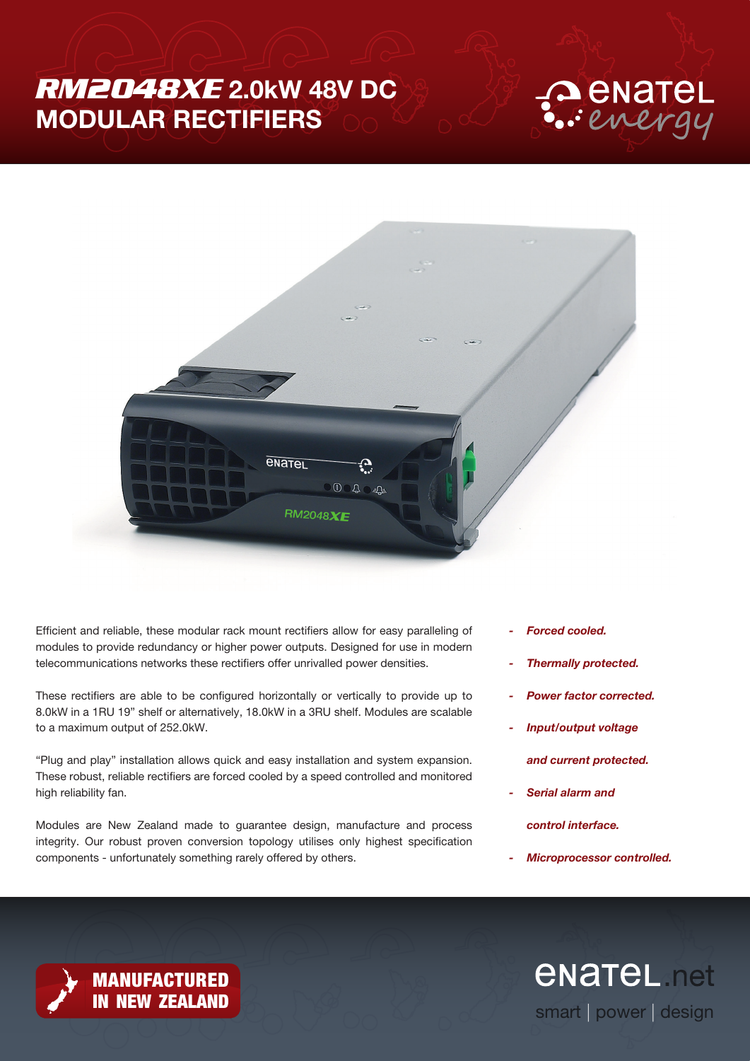# *RM2048XE* 2.0kW 48V DC MODULAR RECTIFIERS

enatel energy

Efficient and reliable, these modular rack mount rectifiers allow for easy paralleling of modules to provide redundancy or higher power outputs. Designed for use in modern telecommunications networks these rectifiers offer unrivalled power densities.

These rectifiers are able to be configured horizontally or vertically to provide up to 8.0kW in a 1RU 19" shelf or alternatively, 18.0kW in a 3RU shelf. Modules are scalable to a maximum output of 252.0kW.

"Plug and play" installation allows quick and easy installation and system expansion. These robust, reliable rectifiers are forced cooled by a speed controlled and monitored high reliability fan.

Modules are New Zealand made to guarantee design, manufacture and process integrity. Our robust proven conversion topology utilises only highest specification components - unfortunately something rarely offered by others.

- ***Forced cooled.***
- ***Thermally protected.***
- ***Power factor corrected.***
- ***Input/output voltage and current protected.***
- ***Serial alarm and control interface.***
- ***Microprocessor controlled.***

**MANUFACTURED IN NEW ZEALAND**

enatel.net

smart | power | design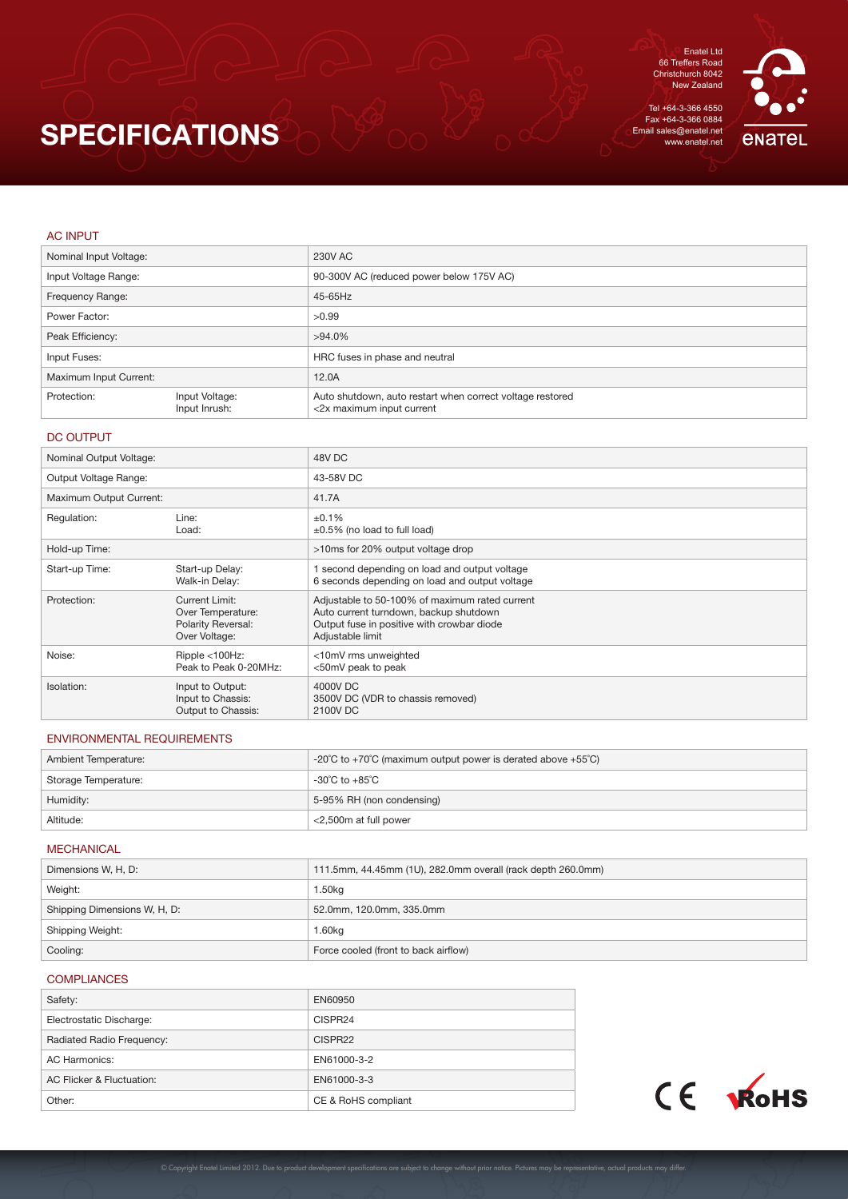# SPECIFICATIONS

Enatel Ltd
66 Treffers Road
Christchurch 8042
New Zealand

Tel +64-3-366 4550
Fax +64-3-366 0884
Email sales@enatel.net
www.enatel.net

## AC INPUT

| | | |
|---|---|---|
| Nominal Input Voltage: | | 230V AC |
| Input Voltage Range: | | 90-300V AC (reduced power below 175V AC) |
| Frequency Range: | | 45-65Hz |
| Power Factor: | | >0.99 |
| Peak Efficiency: | | >94.0% |
| Input Fuses: | | HRC fuses in phase and neutral |
| Maximum Input Current: | | 12.0A |
| Protection: | Input Voltage:<br>Input Inrush: | Auto shutdown, auto restart when correct voltage restored<br><2x maximum input current |

## DC OUTPUT

| | | |
|---|---|---|
| Nominal Output Voltage: | | 48V DC |
| Output Voltage Range: | | 43-58V DC |
| Maximum Output Current: | | 41.7A |
| Regulation: | Line:<br>Load: | ±0.1%<br>±0.5% (no load to full load) |
| Hold-up Time: | | >10ms for 20% output voltage drop |
| Start-up Time: | Start-up Delay:<br>Walk-in Delay: | 1 second depending on load and output voltage<br>6 seconds depending on load and output voltage |
| Protection: | Current Limit:<br>Over Temperature:<br>Polarity Reversal:<br>Over Voltage: | Adjustable to 50-100% of maximum rated current<br>Auto current turndown, backup shutdown<br>Output fuse in positive with crowbar diode<br>Adjustable limit |
| Noise: | Ripple <100Hz:<br>Peak to Peak 0-20MHz: | <10mV rms unweighted<br><50mV peak to peak |
| Isolation: | Input to Output:<br>Input to Chassis:<br>Output to Chassis: | 4000V DC<br>3500V DC (VDR to chassis removed)<br>2100V DC |

## ENVIRONMENTAL REQUIREMENTS

| | |
|---|---|
| Ambient Temperature: | -20˚C to +70˚C (maximum output power is derated above +55˚C) |
| Storage Temperature: | -30˚C to +85˚C |
| Humidity: | 5-95% RH (non condensing) |
| Altitude: | <2,500m at full power |

## MECHANICAL

| | |
|---|---|
| Dimensions W, H, D: | 111.5mm, 44.45mm (1U), 282.0mm overall (rack depth 260.0mm) |
| Weight: | 1.50kg |
| Shipping Dimensions W, H, D: | 52.0mm, 120.0mm, 335.0mm |
| Shipping Weight: | 1.60kg |
| Cooling: | Force cooled (front to back airflow) |

## COMPLIANCES

| | |
|---|---|
| Safety: | EN60950 |
| Electrostatic Discharge: | CISPR24 |
| Radiated Radio Frequency: | CISPR22 |
| AC Harmonics: | EN61000-3-2 |
| AC Flicker & Fluctuation: | EN61000-3-3 |
| Other: | CE & RoHS compliant |

© Copyright Enatel Limited 2012. Due to product development specifications are subject to change without prior notice. Pictures may be representative, actual products may differ.